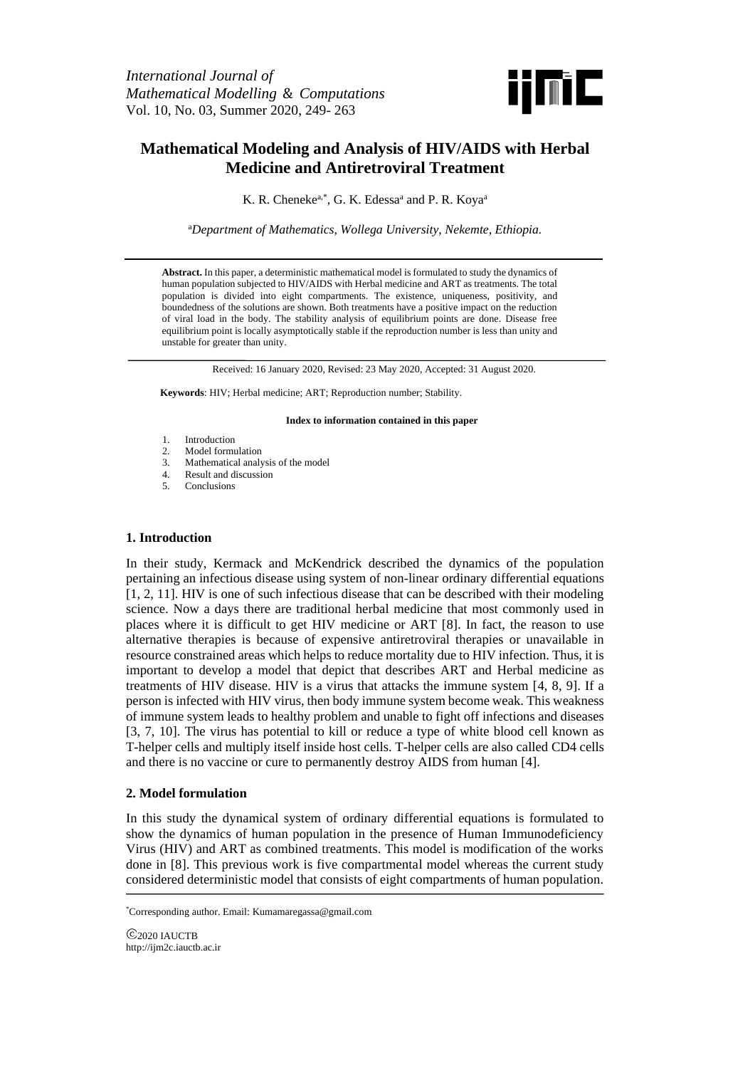# Mathematical Modeling and Analysis of HIV/AIDS with Herbal Medicine and Antiretroviral Treatment

K. R. Cheneke[a,*], G. K. Edessa[a] and P. R. Koya[a]

[a]*Department of Mathematics, Wollega University, Nekemte, Ethiopia.*

---

**Abstract.** In this paper, a deterministic mathematical model is formulated to study the dynamics of human population subjected to HIV/AIDS with Herbal medicine and ART as treatments. The total population is divided into eight compartments. The existence, uniqueness, positivity, and boundedness of the solutions are shown. Both treatments have a positive impact on the reduction of viral load in the body. The stability analysis of equilibrium points are done. Disease free equilibrium point is locally asymptotically stable if the reproduction number is less than unity and unstable for greater than unity.

---

Received: 16 January 2020, Revised: 23 May 2020, Accepted: 31 August 2020.

**Keywords**: HIV; Herbal medicine; ART; Reproduction number; Stability.

**Index to information contained in this paper**

1. Introduction
2. Model formulation
3. Mathematical analysis of the model
4. Result and discussion
5. Conclusions

## 1. Introduction

In their study, Kermack and McKendrick described the dynamics of the population pertaining an infectious disease using system of non-linear ordinary differential equations [1, 2, 11]. HIV is one of such infectious disease that can be described with their modeling science. Now a days there are traditional herbal medicine that most commonly used in places where it is difficult to get HIV medicine or ART [8]. In fact, the reason to use alternative therapies is because of expensive antiretroviral therapies or unavailable in resource constrained areas which helps to reduce mortality due to HIV infection. Thus, it is important to develop a model that depict that describes ART and Herbal medicine as treatments of HIV disease. HIV is a virus that attacks the immune system [4, 8, 9]. If a person is infected with HIV virus, then body immune system become weak. This weakness of immune system leads to healthy problem and unable to fight off infections and diseases [3, 7, 10]. The virus has potential to kill or reduce a type of white blood cell known as T-helper cells and multiply itself inside host cells. T-helper cells are also called CD4 cells and there is no vaccine or cure to permanently destroy AIDS from human [4].

## 2. Model formulation

In this study the dynamical system of ordinary differential equations is formulated to show the dynamics of human population in the presence of Human Immunodeficiency Virus (HIV) and ART as combined treatments. This model is modification of the works done in [8]. This previous work is five compartmental model whereas the current study considered deterministic model that consists of eight compartments of human population.

---

[*]Corresponding author. Email: Kumamaregassa@gmail.com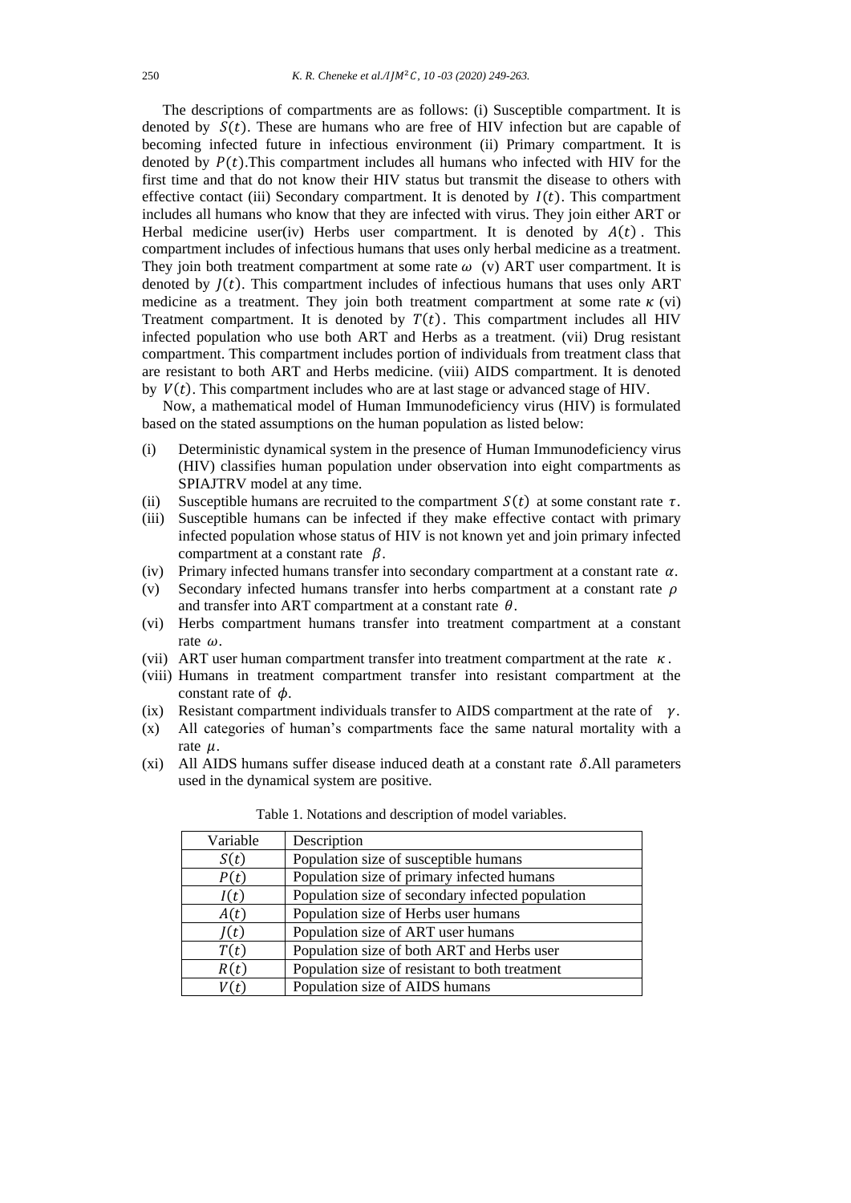The descriptions of compartments are as follows: (i) Susceptible compartment. It is denoted by $S(t)$. These are humans who are free of HIV infection but are capable of becoming infected future in infectious environment (ii) Primary compartment. It is denoted by $P(t)$.This compartment includes all humans who infected with HIV for the first time and that do not know their HIV status but transmit the disease to others with effective contact (iii) Secondary compartment. It is denoted by $I(t)$. This compartment includes all humans who know that they are infected with virus. They join either ART or Herbal medicine user(iv) Herbs user compartment. It is denoted by $A(t)$. This compartment includes of infectious humans that uses only herbal medicine as a treatment. They join both treatment compartment at some rate $\omega$ (v) ART user compartment. It is denoted by $J(t)$. This compartment includes of infectious humans that uses only ART medicine as a treatment. They join both treatment compartment at some rate $\kappa$ (vi) Treatment compartment. It is denoted by $T(t)$. This compartment includes all HIV infected population who use both ART and Herbs as a treatment. (vii) Drug resistant compartment. This compartment includes portion of individuals from treatment class that are resistant to both ART and Herbs medicine. (viii) AIDS compartment. It is denoted by $V(t)$. This compartment includes who are at last stage or advanced stage of HIV.

Now, a mathematical model of Human Immunodeficiency virus (HIV) is formulated based on the stated assumptions on the human population as listed below:

(i) Deterministic dynamical system in the presence of Human Immunodeficiency virus (HIV) classifies human population under observation into eight compartments as SPIAJTRV model at any time.
(ii) Susceptible humans are recruited to the compartment $S(t)$ at some constant rate $\tau$.
(iii) Susceptible humans can be infected if they make effective contact with primary infected population whose status of HIV is not known yet and join primary infected compartment at a constant rate $\beta$.
(iv) Primary infected humans transfer into secondary compartment at a constant rate $\alpha$.
(v) Secondary infected humans transfer into herbs compartment at a constant rate $\rho$ and transfer into ART compartment at a constant rate $\theta$.
(vi) Herbs compartment humans transfer into treatment compartment at a constant rate $\omega$.
(vii) ART user human compartment transfer into treatment compartment at the rate $\kappa$.
(viii) Humans in treatment compartment transfer into resistant compartment at the constant rate of $\phi$.
(ix) Resistant compartment individuals transfer to AIDS compartment at the rate of $\gamma$.
(x) All categories of human's compartments face the same natural mortality with a rate $\mu$.
(xi) All AIDS humans suffer disease induced death at a constant rate $\delta$.All parameters used in the dynamical system are positive.

Table 1. Notations and description of model variables.

| Variable | Description |
|---|---|
| $S(t)$ | Population size of susceptible humans |
| $P(t)$ | Population size of primary infected humans |
| $I(t)$ | Population size of secondary infected population |
| $A(t)$ | Population size of Herbs user humans |
| $J(t)$ | Population size of ART user humans |
| $T(t)$ | Population size of both ART and Herbs user |
| $R(t)$ | Population size of resistant to both treatment |
| $V(t)$ | Population size of AIDS humans |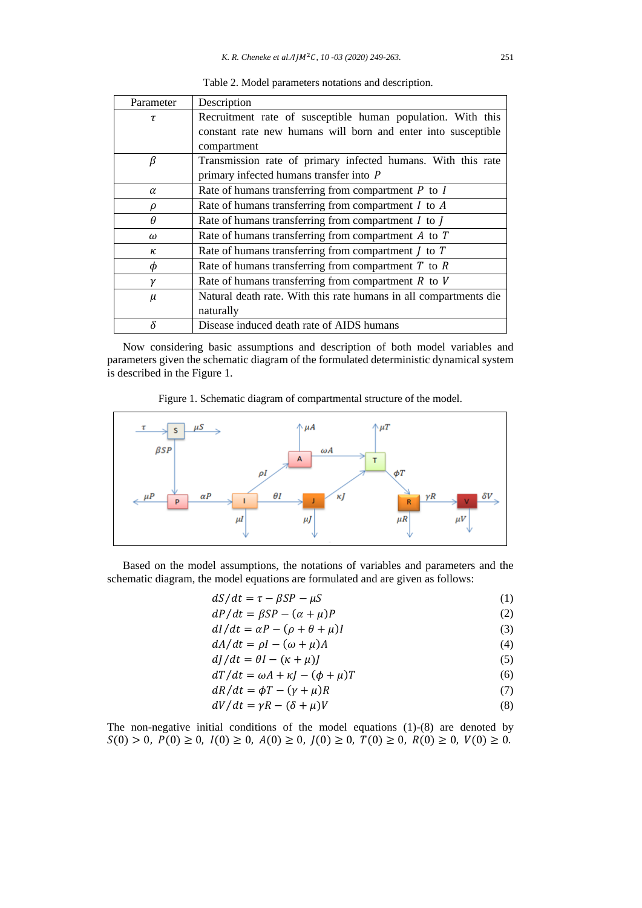Table 2. Model parameters notations and description.

| Parameter | Description |
|---|---|
| $\tau$ | Recruitment rate of susceptible human population. With this constant rate new humans will born and enter into susceptible compartment |
| $\beta$ | Transmission rate of primary infected humans. With this rate primary infected humans transfer into $P$ |
| $\alpha$ | Rate of humans transferring from compartment $P$ to $I$ |
| $\rho$ | Rate of humans transferring from compartment $I$ to $A$ |
| $\theta$ | Rate of humans transferring from compartment $I$ to $J$ |
| $\omega$ | Rate of humans transferring from compartment $A$ to $T$ |
| $\kappa$ | Rate of humans transferring from compartment $J$ to $T$ |
| $\phi$ | Rate of humans transferring from compartment $T$ to $R$ |
| $\gamma$ | Rate of humans transferring from compartment $R$ to $V$ |
| $\mu$ | Natural death rate. With this rate humans in all compartments die naturally |
| $\delta$ | Disease induced death rate of AIDS humans |

Now considering basic assumptions and description of both model variables and parameters given the schematic diagram of the formulated deterministic dynamical system is described in the Figure 1.

Figure 1. Schematic diagram of compartmental structure of the model.

Based on the model assumptions, the notations of variables and parameters and the schematic diagram, the model equations are formulated and are given as follows:

$$dS/dt = \tau - \beta SP - \mu S \tag{1}$$

$$dP/dt = \beta SP - (\alpha + \mu)P \tag{2}$$

$$dI/dt = \alpha P - (\rho + \theta + \mu)I \tag{3}$$

$$dA/dt = \rho I - (\omega + \mu)A \tag{4}$$

$$dJ/dt = \theta I - (\kappa + \mu)J \tag{5}$$

$$dT/dt = \omega A + \kappa J - (\phi + \mu)T \tag{6}$$

$$dR/dt = \phi T - (\gamma + \mu)R \tag{7}$$

$$dV/dt = \gamma R - (\delta + \mu)V \tag{8}$$

The non-negative initial conditions of the model equations (1)-(8) are denoted by $S(0) > 0,\ P(0) \geq 0,\ I(0) \geq 0,\ A(0) \geq 0,\ J(0) \geq 0,\ T(0) \geq 0,\ R(0) \geq 0,\ V(0) \geq 0.$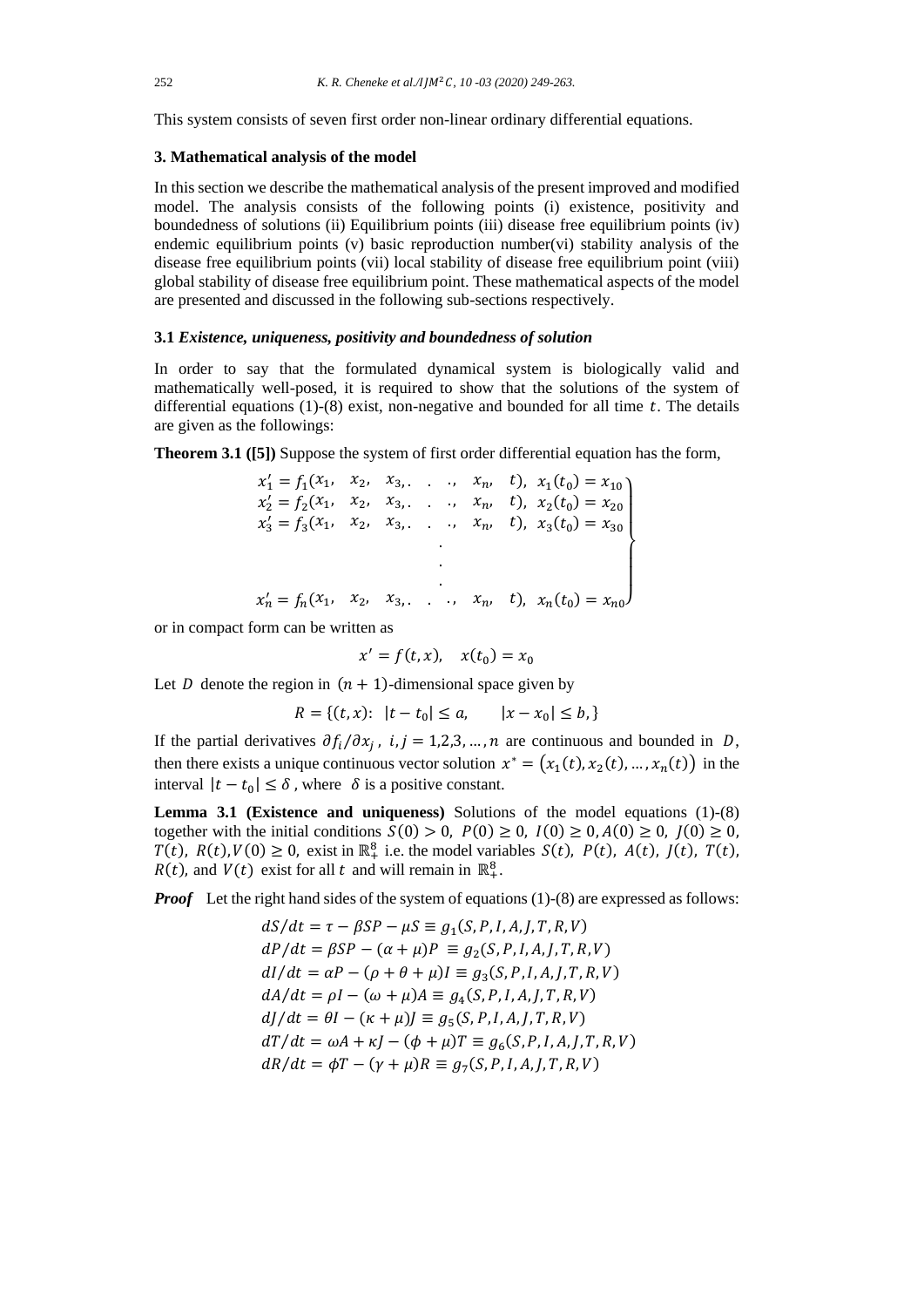This system consists of seven first order non-linear ordinary differential equations.

### 3. Mathematical analysis of the model

In this section we describe the mathematical analysis of the present improved and modified model. The analysis consists of the following points (i) existence, positivity and boundedness of solutions (ii) Equilibrium points (iii) disease free equilibrium points (iv) endemic equilibrium points (v) basic reproduction number(vi) stability analysis of the disease free equilibrium points (vii) local stability of disease free equilibrium point (viii) global stability of disease free equilibrium point. These mathematical aspects of the model are presented and discussed in the following sub-sections respectively.

#### 3.1 *Existence, uniqueness, positivity and boundedness of solution*

In order to say that the formulated dynamical system is biologically valid and mathematically well-posed, it is required to show that the solutions of the system of differential equations (1)-(8) exist, non-negative and bounded for all time $t$. The details are given as the followings:

**Theorem 3.1 ([5])** Suppose the system of first order differential equation has the form,

$$\left.\begin{array}{l}
x_1' = f_1(x_1, \quad x_2, \quad x_3, . \quad . \quad ., \quad x_n, \quad t), \; x_1(t_0) = x_{10} \\
x_2' = f_2(x_1, \quad x_2, \quad x_3, . \quad . \quad ., \quad x_n, \quad t), \; x_2(t_0) = x_{20} \\
x_3' = f_3(x_1, \quad x_2, \quad x_3, . \quad . \quad ., \quad x_n, \quad t), \; x_3(t_0) = x_{30} \\
\qquad \vdots \\
x_n' = f_n(x_1, \quad x_2, \quad x_3, . \quad . \quad ., \quad x_n, \quad t), \; x_n(t_0) = x_{n0}
\end{array}\right\}$$

or in compact form can be written as

$$x' = f(t, x), \quad x(t_0) = x_0$$

Let $D$ denote the region in $(n+1)$-dimensional space given by

$$R = \{(t, x): \; |t - t_0| \leq a, \qquad |x - x_0| \leq b, \}$$

If the partial derivatives $\partial f_i / \partial x_j$, $i, j = 1,2,3, \dots, n$ are continuous and bounded in $D$, then there exists a unique continuous vector solution $x^* = \big(x_1(t), x_2(t), \dots, x_n(t)\big)$ in the interval $|t - t_0| \leq \delta$, where $\delta$ is a positive constant.

**Lemma 3.1 (Existence and uniqueness)** Solutions of the model equations (1)-(8) together with the initial conditions $S(0) > 0$, $P(0) \geq 0$, $I(0) \geq 0$, $A(0) \geq 0$, $J(0) \geq 0$, $T(t)$, $R(t)$, $V(0) \geq 0$, exist in $\mathbb{R}_+^8$ i.e. the model variables $S(t)$, $P(t)$, $A(t)$, $J(t)$, $T(t)$, $R(t)$, and $V(t)$ exist for all $t$ and will remain in $\mathbb{R}_+^8$.

***Proof*** Let the right hand sides of the system of equations (1)-(8) are expressed as follows:

$$dS/dt = \tau - \beta SP - \mu S \equiv g_1(S, P, I, A, J, T, R, V)$$
$$dP/dt = \beta SP - (\alpha + \mu)P \equiv g_2(S, P, I, A, J, T, R, V)$$
$$dI/dt = \alpha P - (\rho + \theta + \mu)I \equiv g_3(S, P, I, A, J, T, R, V)$$
$$dA/dt = \rho I - (\omega + \mu)A \equiv g_4(S, P, I, A, J, T, R, V)$$
$$dJ/dt = \theta I - (\kappa + \mu)J \equiv g_5(S, P, I, A, J, T, R, V)$$
$$dT/dt = \omega A + \kappa J - (\phi + \mu)T \equiv g_6(S, P, I, A, J, T, R, V)$$
$$dR/dt = \phi T - (\gamma + \mu)R \equiv g_7(S, P, I, A, J, T, R, V)$$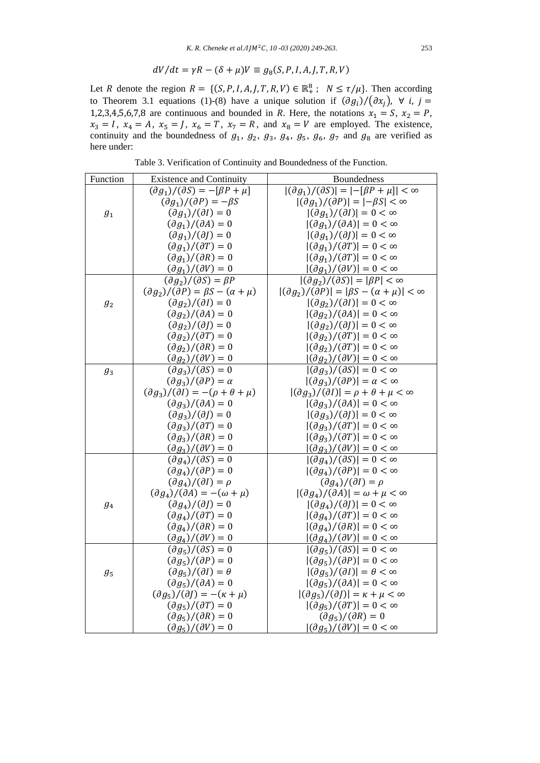$$dV/dt = \gamma R - (\delta + \mu)V \equiv g_8(S, P, I, A, J, T, R, V)$$

Let $R$ denote the region $R = \{(S, P, I, A, J, T, R, V) \in \mathbb{R}_+^8 ;\ N \leq \tau/\mu\}$. Then according to Theorem 3.1 equations (1)-(8) have a unique solution if $(\partial g_i)/(\partial x_j),\ \forall\ i,\ j = 1,2,3,4,5,6,7,8$ are continuous and bounded in $R$. Here, the notations $x_1 = S$, $x_2 = P$, $x_3 = I$, $x_4 = A$, $x_5 = J$, $x_6 = T$, $x_7 = R$, and $x_8 = V$ are employed. The existence, continuity and the boundedness of $g_1$, $g_2$, $g_3$, $g_4$, $g_5$, $g_6$, $g_7$ and $g_8$ are verified as here under:

Table 3. Verification of Continuity and Boundedness of the Function.

| Function | Existence and Continuity | Boundedness |
|---|---|---|
| $g_1$ | $(\partial g_1)/(\partial S) = -[\beta P + \mu]$ | $\lvert(\partial g_1)/(\partial S)\rvert = \lvert-[\beta P + \mu]\rvert < \infty$ |
| | $(\partial g_1)/(\partial P) = -\beta S$ | $\lvert(\partial g_1)/(\partial P)\rvert = \lvert-\beta S\rvert < \infty$ |
| | $(\partial g_1)/(\partial I) = 0$ | $\lvert(\partial g_1)/(\partial I)\rvert = 0 < \infty$ |
| | $(\partial g_1)/(\partial A) = 0$ | $\lvert(\partial g_1)/(\partial A)\rvert = 0 < \infty$ |
| | $(\partial g_1)/(\partial J) = 0$ | $\lvert(\partial g_1)/(\partial J)\rvert = 0 < \infty$ |
| | $(\partial g_1)/(\partial T) = 0$ | $\lvert(\partial g_1)/(\partial T)\rvert = 0 < \infty$ |
| | $(\partial g_1)/(\partial R) = 0$ | $\lvert(\partial g_1)/(\partial T)\rvert = 0 < \infty$ |
| | $(\partial g_1)/(\partial V) = 0$ | $\lvert(\partial g_1)/(\partial V)\rvert = 0 < \infty$ |
| $g_2$ | $(\partial g_2)/(\partial S) = \beta P$ | $\lvert(\partial g_2)/(\partial S)\rvert = \lvert\beta P\rvert < \infty$ |
| | $(\partial g_2)/(\partial P) = \beta S - (\alpha + \mu)$ | $\lvert(\partial g_2)/(\partial P)\rvert = \lvert\beta S - (\alpha + \mu)\rvert < \infty$ |
| | $(\partial g_2)/(\partial I) = 0$ | $\lvert(\partial g_2)/(\partial I)\rvert = 0 < \infty$ |
| | $(\partial g_2)/(\partial A) = 0$ | $\lvert(\partial g_2)/(\partial A)\rvert = 0 < \infty$ |
| | $(\partial g_2)/(\partial J) = 0$ | $\lvert(\partial g_2)/(\partial J)\rvert = 0 < \infty$ |
| | $(\partial g_2)/(\partial T) = 0$ | $\lvert(\partial g_2)/(\partial T)\rvert = 0 < \infty$ |
| | $(\partial g_2)/(\partial R) = 0$ | $\lvert(\partial g_2)/(\partial T)\rvert = 0 < \infty$ |
| | $(\partial g_2)/(\partial V) = 0$ | $\lvert(\partial g_2)/(\partial V)\rvert = 0 < \infty$ |
| $g_3$ | $(\partial g_3)/(\partial S) = 0$ | $\lvert(\partial g_3)/(\partial S)\rvert = 0 < \infty$ |
| | $(\partial g_3)/(\partial P) = \alpha$ | $\lvert(\partial g_3)/(\partial P)\rvert = \alpha < \infty$ |
| | $(\partial g_3)/(\partial I) = -(\rho + \theta + \mu)$ | $\lvert(\partial g_3)/(\partial I)\rvert = \rho + \theta + \mu < \infty$ |
| | $(\partial g_3)/(\partial A) = 0$ | $\lvert(\partial g_3)/(\partial A)\rvert = 0 < \infty$ |
| | $(\partial g_3)/(\partial J) = 0$ | $\lvert(\partial g_3)/(\partial J)\rvert = 0 < \infty$ |
| | $(\partial g_3)/(\partial T) = 0$ | $\lvert(\partial g_3)/(\partial T)\rvert = 0 < \infty$ |
| | $(\partial g_3)/(\partial R) = 0$ | $\lvert(\partial g_3)/(\partial T)\rvert = 0 < \infty$ |
| | $(\partial g_3)/(\partial V) = 0$ | $\lvert(\partial g_3)/(\partial V)\rvert = 0 < \infty$ |
| $g_4$ | $(\partial g_4)/(\partial S) = 0$ | $\lvert(\partial g_4)/(\partial S)\rvert = 0 < \infty$ |
| | $(\partial g_4)/(\partial P) = 0$ | $\lvert(\partial g_4)/(\partial P)\rvert = 0 < \infty$ |
| | $(\partial g_4)/(\partial I) = \rho$ | $(\partial g_4)/(\partial I) = \rho$ |
| | $(\partial g_4)/(\partial A) = -(\omega + \mu)$ | $\lvert(\partial g_4)/(\partial A)\rvert = \omega + \mu < \infty$ |
| | $(\partial g_4)/(\partial J) = 0$ | $\lvert(\partial g_4)/(\partial J)\rvert = 0 < \infty$ |
| | $(\partial g_4)/(\partial T) = 0$ | $\lvert(\partial g_4)/(\partial T)\rvert = 0 < \infty$ |
| | $(\partial g_4)/(\partial R) = 0$ | $\lvert(\partial g_4)/(\partial R)\rvert = 0 < \infty$ |
| | $(\partial g_4)/(\partial V) = 0$ | $\lvert(\partial g_4)/(\partial V)\rvert = 0 < \infty$ |
| $g_5$ | $(\partial g_5)/(\partial S) = 0$ | $\lvert(\partial g_5)/(\partial S)\rvert = 0 < \infty$ |
| | $(\partial g_5)/(\partial P) = 0$ | $\lvert(\partial g_5)/(\partial P)\rvert = 0 < \infty$ |
| | $(\partial g_5)/(\partial I) = \theta$ | $\lvert(\partial g_5)/(\partial I)\rvert = \theta < \infty$ |
| | $(\partial g_5)/(\partial A) = 0$ | $\lvert(\partial g_5)/(\partial A)\rvert = 0 < \infty$ |
| | $(\partial g_5)/(\partial J) = -(\kappa + \mu)$ | $\lvert(\partial g_5)/(\partial J)\rvert = \kappa + \mu < \infty$ |
| | $(\partial g_5)/(\partial T) = 0$ | $\lvert(\partial g_5)/(\partial T)\rvert = 0 < \infty$ |
| | $(\partial g_5)/(\partial R) = 0$ | $(\partial g_5)/(\partial R) = 0$ |
| | $(\partial g_5)/(\partial V) = 0$ | $\lvert(\partial g_5)/(\partial V)\rvert = 0 < \infty$ |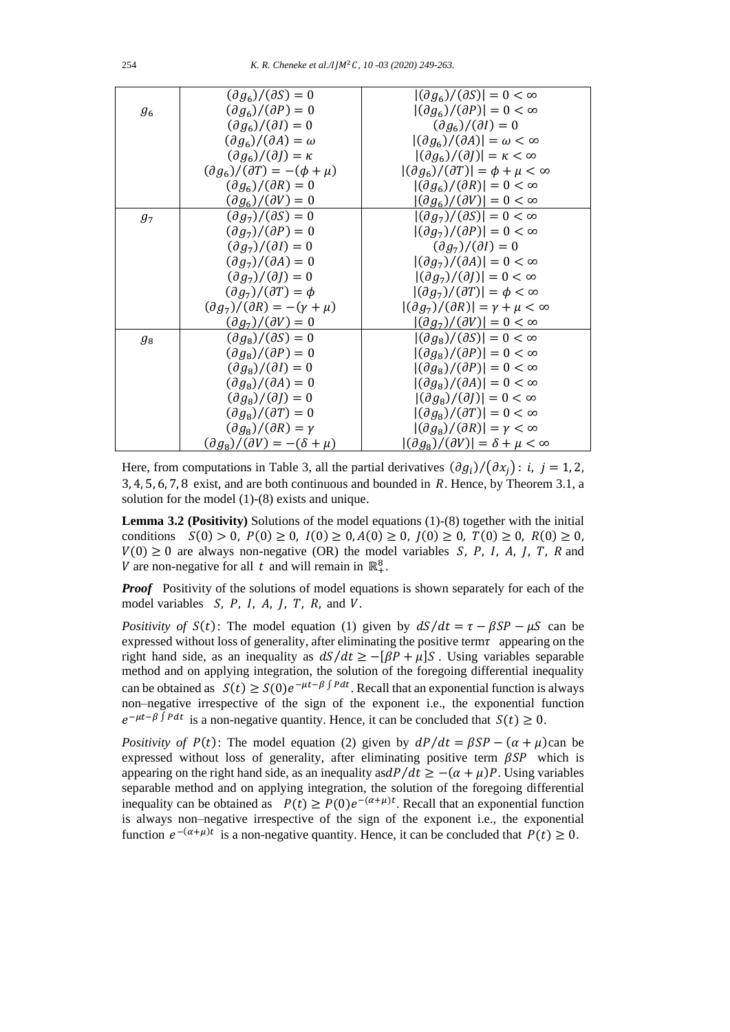| | | |
|---|---|---|
| $g_6$ | $(\partial g_6)/(\partial S) = 0$ | $\lvert(\partial g_6)/(\partial S)\rvert = 0 < \infty$ |
| | $(\partial g_6)/(\partial P) = 0$ | $\lvert(\partial g_6)/(\partial P)\rvert = 0 < \infty$ |
| | $(\partial g_6)/(\partial I) = 0$ | $(\partial g_6)/(\partial I) = 0$ |
| | $(\partial g_6)/(\partial A) = \omega$ | $\lvert(\partial g_6)/(\partial A)\rvert = \omega < \infty$ |
| | $(\partial g_6)/(\partial J) = \kappa$ | $\lvert(\partial g_6)/(\partial J)\rvert = \kappa < \infty$ |
| | $(\partial g_6)/(\partial T) = -(\phi + \mu)$ | $\lvert(\partial g_6)/(\partial T)\rvert = \phi + \mu < \infty$ |
| | $(\partial g_6)/(\partial R) = 0$ | $\lvert(\partial g_6)/(\partial R)\rvert = 0 < \infty$ |
| | $(\partial g_6)/(\partial V) = 0$ | $\lvert(\partial g_6)/(\partial V)\rvert = 0 < \infty$ |
| $g_7$ | $(\partial g_7)/(\partial S) = 0$ | $\lvert(\partial g_7)/(\partial S)\rvert = 0 < \infty$ |
| | $(\partial g_7)/(\partial P) = 0$ | $\lvert(\partial g_7)/(\partial P)\rvert = 0 < \infty$ |
| | $(\partial g_7)/(\partial I) = 0$ | $(\partial g_7)/(\partial I) = 0$ |
| | $(\partial g_7)/(\partial A) = 0$ | $\lvert(\partial g_7)/(\partial A)\rvert = 0 < \infty$ |
| | $(\partial g_7)/(\partial J) = 0$ | $\lvert(\partial g_7)/(\partial J)\rvert = 0 < \infty$ |
| | $(\partial g_7)/(\partial T) = \phi$ | $\lvert(\partial g_7)/(\partial T)\rvert = \phi < \infty$ |
| | $(\partial g_7)/(\partial R) = -(\gamma + \mu)$ | $\lvert(\partial g_7)/(\partial R)\rvert = \gamma + \mu < \infty$ |
| | $(\partial g_7)/(\partial V) = 0$ | $\lvert(\partial g_7)/(\partial V)\rvert = 0 < \infty$ |
| $g_8$ | $(\partial g_8)/(\partial S) = 0$ | $\lvert(\partial g_8)/(\partial S)\rvert = 0 < \infty$ |
| | $(\partial g_8)/(\partial P) = 0$ | $\lvert(\partial g_8)/(\partial P)\rvert = 0 < \infty$ |
| | $(\partial g_8)/(\partial I) = 0$ | $\lvert(\partial g_8)/(\partial P)\rvert = 0 < \infty$ |
| | $(\partial g_8)/(\partial A) = 0$ | $\lvert(\partial g_8)/(\partial A)\rvert = 0 < \infty$ |
| | $(\partial g_8)/(\partial J) = 0$ | $\lvert(\partial g_8)/(\partial J)\rvert = 0 < \infty$ |
| | $(\partial g_8)/(\partial T) = 0$ | $\lvert(\partial g_8)/(\partial T)\rvert = 0 < \infty$ |
| | $(\partial g_8)/(\partial R) = \gamma$ | $\lvert(\partial g_8)/(\partial R)\rvert = \gamma < \infty$ |
| | $(\partial g_8)/(\partial V) = -(\delta + \mu)$ | $\lvert(\partial g_8)/(\partial V)\rvert = \delta + \mu < \infty$ |

Here, from computations in Table 3, all the partial derivatives $(\partial g_i)/(\partial x_j): i,\ j = 1, 2, 3, 4, 5, 6, 7, 8$ exist, and are both continuous and bounded in $R$. Hence, by Theorem 3.1, a solution for the model (1)-(8) exists and unique.

**Lemma 3.2 (Positivity)** Solutions of the model equations (1)-(8) together with the initial conditions $S(0) > 0,\ P(0) \geq 0,\ I(0) \geq 0, A(0) \geq 0,\ J(0) \geq 0,\ T(0) \geq 0,\ R(0) \geq 0,\ V(0) \geq 0$ are always non-negative (OR) the model variables $S,\ P,\ I,\ A,\ J,\ T,\ R$ and $V$ are non-negative for all $t$ and will remain in $\mathbb{R}^8_+$.

***Proof*** Positivity of the solutions of model equations is shown separately for each of the model variables $S,\ P,\ I,\ A,\ J,\ T,\ R,$ and $V$.

*Positivity of $S(t)$*: The model equation (1) given by $dS/dt = \tau - \beta SP - \mu S$ can be expressed without loss of generality, after eliminating the positive term $\tau$ appearing on the right hand side, as an inequality as $dS/dt \geq -[\beta P + \mu]S$. Using variables separable method and on applying integration, the solution of the foregoing differential inequality can be obtained as $S(t) \geq S(0)e^{-\mu t - \beta \int P dt}$. Recall that an exponential function is always non–negative irrespective of the sign of the exponent i.e., the exponential function $e^{-\mu t - \beta \int P dt}$ is a non-negative quantity. Hence, it can be concluded that $S(t) \geq 0$.

*Positivity of $P(t)$*: The model equation (2) given by $dP/dt = \beta SP - (\alpha + \mu)$ can be expressed without loss of generality, after eliminating positive term $\beta SP$ which is appearing on the right hand side, as an inequality as $dP/dt \geq -(\alpha + \mu)P$. Using variables separable method and on applying integration, the solution of the foregoing differential inequality can be obtained as $P(t) \geq P(0)e^{-(\alpha+\mu)t}$. Recall that an exponential function is always non–negative irrespective of the sign of the exponent i.e., the exponential function $e^{-(\alpha+\mu)t}$ is a non-negative quantity. Hence, it can be concluded that $P(t) \geq 0$.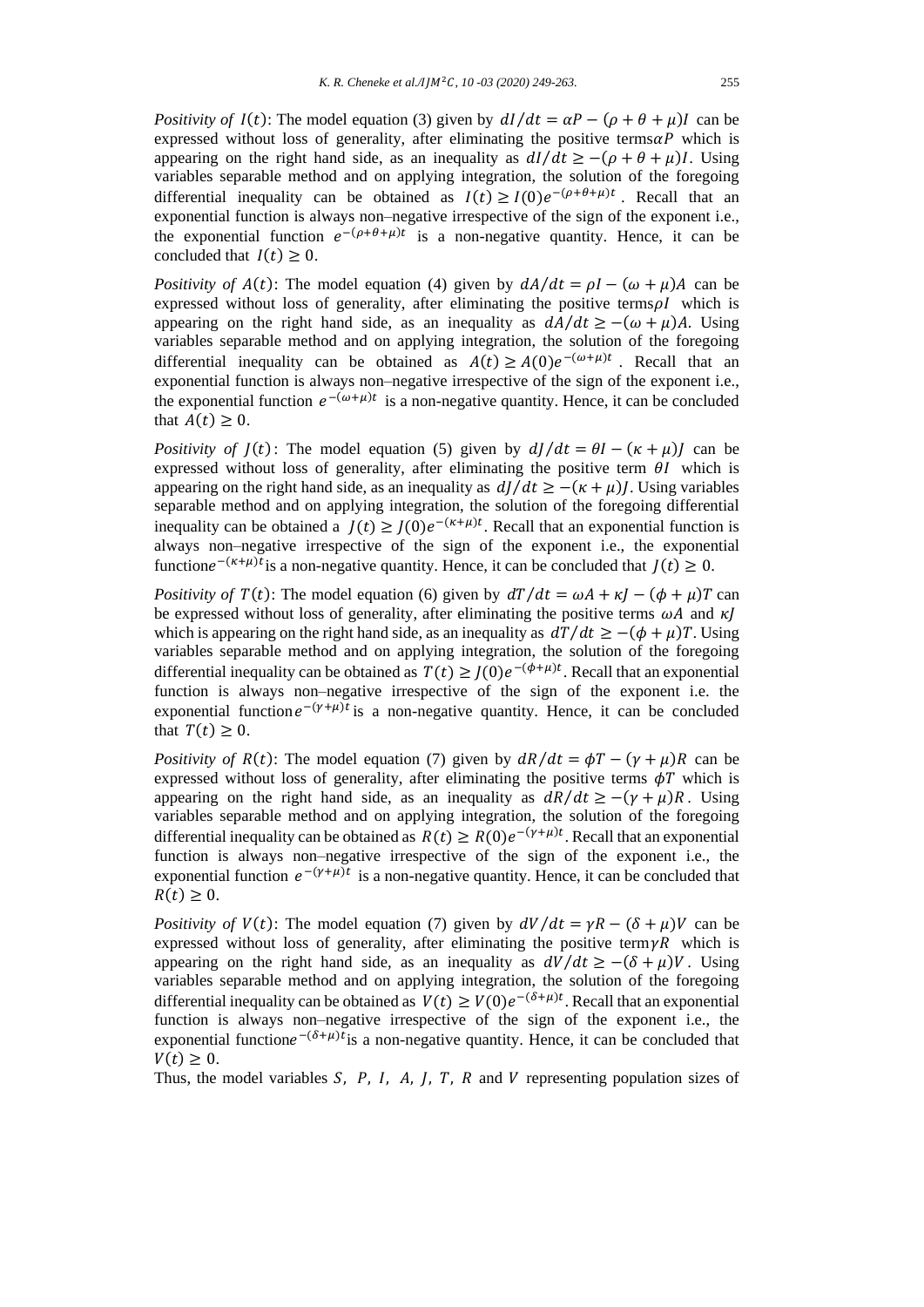*Positivity of $I(t)$*: The model equation (3) given by $dI/dt = \alpha P - (\rho + \theta + \mu)I$ can be expressed without loss of generality, after eliminating the positive terms$\alpha P$ which is appearing on the right hand side, as an inequality as $dI/dt \geq -(\rho + \theta + \mu)I$. Using variables separable method and on applying integration, the solution of the foregoing differential inequality can be obtained as $I(t) \geq I(0)e^{-(\rho+\theta+\mu)t}$. Recall that an exponential function is always non–negative irrespective of the sign of the exponent i.e., the exponential function $e^{-(\rho+\theta+\mu)t}$ is a non-negative quantity. Hence, it can be concluded that $I(t) \geq 0$.

*Positivity of $A(t)$*: The model equation (4) given by $dA/dt = \rho I - (\omega + \mu)A$ can be expressed without loss of generality, after eliminating the positive terms$\rho I$ which is appearing on the right hand side, as an inequality as $dA/dt \geq -(\omega + \mu)A$. Using variables separable method and on applying integration, the solution of the foregoing differential inequality can be obtained as $A(t) \geq A(0)e^{-(\omega+\mu)t}$. Recall that an exponential function is always non–negative irrespective of the sign of the exponent i.e., the exponential function $e^{-(\omega+\mu)t}$ is a non-negative quantity. Hence, it can be concluded that $A(t) \geq 0$.

*Positivity of $J(t)$*: The model equation (5) given by $dJ/dt = \theta I - (\kappa + \mu)J$ can be expressed without loss of generality, after eliminating the positive term $\theta I$ which is appearing on the right hand side, as an inequality as $dJ/dt \geq -(\kappa + \mu)J$. Using variables separable method and on applying integration, the solution of the foregoing differential inequality can be obtained a $J(t) \geq J(0)e^{-(\kappa+\mu)t}$. Recall that an exponential function is always non–negative irrespective of the sign of the exponent i.e., the exponential function$e^{-(\kappa+\mu)t}$is a non-negative quantity. Hence, it can be concluded that $J(t) \geq 0$.

*Positivity of $T(t)$*: The model equation (6) given by $dT/dt = \omega A + \kappa J - (\phi + \mu)T$ can be expressed without loss of generality, after eliminating the positive terms $\omega A$ and $\kappa J$ which is appearing on the right hand side, as an inequality as $dT/dt \geq -(\phi + \mu)T$. Using variables separable method and on applying integration, the solution of the foregoing differential inequality can be obtained as $T(t) \geq J(0)e^{-(\phi+\mu)t}$. Recall that an exponential function is always non–negative irrespective of the sign of the exponent i.e. the exponential function$e^{-(\gamma+\mu)t}$is a non-negative quantity. Hence, it can be concluded that $T(t) \geq 0$.

*Positivity of $R(t)$*: The model equation (7) given by $dR/dt = \phi T - (\gamma + \mu)R$ can be expressed without loss of generality, after eliminating the positive terms $\phi T$ which is appearing on the right hand side, as an inequality as $dR/dt \geq -(\gamma + \mu)R$. Using variables separable method and on applying integration, the solution of the foregoing differential inequality can be obtained as $R(t) \geq R(0)e^{-(\gamma+\mu)t}$. Recall that an exponential function is always non–negative irrespective of the sign of the exponent i.e., the exponential function $e^{-(\gamma+\mu)t}$ is a non-negative quantity. Hence, it can be concluded that $R(t) \geq 0$.

*Positivity of $V(t)$*: The model equation (7) given by $dV/dt = \gamma R - (\delta + \mu)V$ can be expressed without loss of generality, after eliminating the positive term$\gamma R$ which is appearing on the right hand side, as an inequality as $dV/dt \geq -(\delta + \mu)V$. Using variables separable method and on applying integration, the solution of the foregoing differential inequality can be obtained as $V(t) \geq V(0)e^{-(\delta+\mu)t}$. Recall that an exponential function is always non–negative irrespective of the sign of the exponent i.e., the exponential function$e^{-(\delta+\mu)t}$is a non-negative quantity. Hence, it can be concluded that $V(t) \geq 0$.

Thus, the model variables $S$, $P$, $I$, $A$, $J$, $T$, $R$ and $V$ representing population sizes of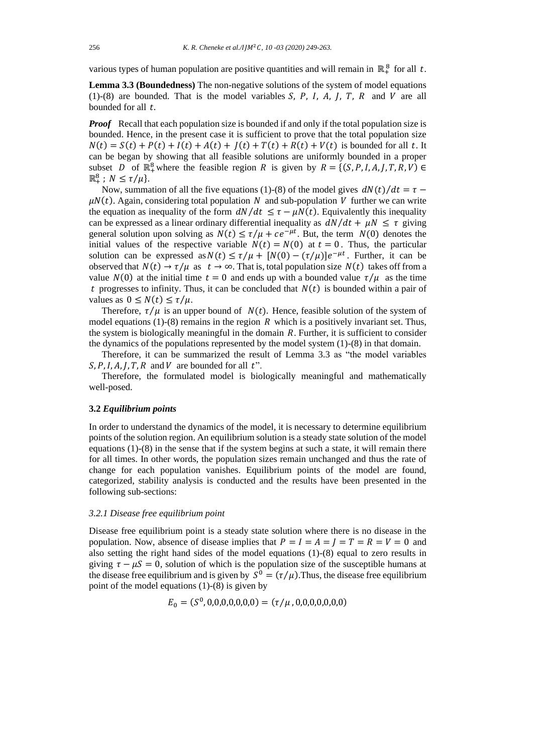various types of human population are positive quantities and will remain in $\mathbb{R}_+^8$ for all $t$.

**Lemma 3.3 (Boundedness)** The non-negative solutions of the system of model equations (1)-(8) are bounded. That is the model variables $S$, $P$, $I$, $A$, $J$, $T$, $R$ and $V$ are all bounded for all $t$.

***Proof*** Recall that each population size is bounded if and only if the total population size is bounded. Hence, in the present case it is sufficient to prove that the total population size $N(t) = S(t) + P(t) + I(t) + A(t) + J(t) + T(t) + R(t) + V(t)$ is bounded for all $t$. It can be began by showing that all feasible solutions are uniformly bounded in a proper subset $D$ of $\mathbb{R}_+^8$ where the feasible region $R$ is given by $R = \{(S, P, I, A, J, T, R, V) \in \mathbb{R}_+^8 \,;\, N \leq \tau/\mu\}$.

Now, summation of all the five equations (1)-(8) of the model gives $dN(t)/dt = \tau - \mu N(t)$. Again, considering total population $N$ and sub-population $V$ further we can write the equation as inequality of the form $dN/dt \leq \tau - \mu N(t)$. Equivalently this inequality can be expressed as a linear ordinary differential inequality as $dN/dt + \mu N \leq \tau$ giving general solution upon solving as $N(t) \leq \tau/\mu + ce^{-\mu t}$. But, the term $N(0)$ denotes the initial values of the respective variable $N(t) = N(0)$ at $t = 0$. Thus, the particular solution can be expressed as $N(t) \leq \tau/\mu + [N(0) - (\tau/\mu)]e^{-\mu t}$. Further, it can be observed that $N(t) \to \tau/\mu$ as $t \to \infty$. That is, total population size $N(t)$ takes off from a value $N(0)$ at the initial time $t = 0$ and ends up with a bounded value $\tau/\mu$ as the time $t$ progresses to infinity. Thus, it can be concluded that $N(t)$ is bounded within a pair of values as $0 \leq N(t) \leq \tau/\mu$.

Therefore, $\tau/\mu$ is an upper bound of $N(t)$. Hence, feasible solution of the system of model equations (1)-(8) remains in the region $R$ which is a positively invariant set. Thus, the system is biologically meaningful in the domain $R$. Further, it is sufficient to consider the dynamics of the populations represented by the model system (1)-(8) in that domain.

Therefore, it can be summarized the result of Lemma 3.3 as "the model variables $S, P, I, A, J, T, R$ and $V$ are bounded for all $t$".

Therefore, the formulated model is biologically meaningful and mathematically well-posed.

### 3.2 *Equilibrium points*

In order to understand the dynamics of the model, it is necessary to determine equilibrium points of the solution region. An equilibrium solution is a steady state solution of the model equations (1)-(8) in the sense that if the system begins at such a state, it will remain there for all times. In other words, the population sizes remain unchanged and thus the rate of change for each population vanishes. Equilibrium points of the model are found, categorized, stability analysis is conducted and the results have been presented in the following sub-sections:

#### *3.2.1 Disease free equilibrium point*

Disease free equilibrium point is a steady state solution where there is no disease in the population. Now, absence of disease implies that $P = I = A = J = T = R = V = 0$ and also setting the right hand sides of the model equations (1)-(8) equal to zero results in giving $\tau - \mu S = 0$, solution of which is the population size of the susceptible humans at the disease free equilibrium and is given by $S^0 = (\tau/\mu)$. Thus, the disease free equilibrium point of the model equations (1)-(8) is given by

$$E_0 = (S^0, 0,0,0,0,0,0,0) = (\tau/\mu\,, 0,0,0,0,0,0,0)$$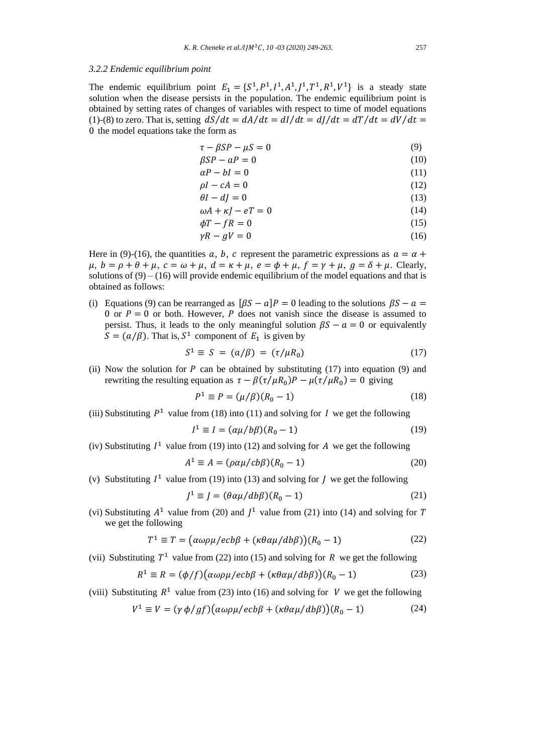### 3.2.2 Endemic equilibrium point

The endemic equilibrium point $E_1 = \{S^1, P^1, I^1, A^1, J^1, T^1, R^1, V^1\}$ is a steady state solution when the disease persists in the population. The endemic equilibrium point is obtained by setting rates of changes of variables with respect to time of model equations (1)-(8) to zero. That is, setting $dS/dt = dA/dt = dI/dt = dJ/dt = dT/dt = dV/dt = 0$ the model equations take the form as

$$\tau - \beta SP - \mu S = 0 \tag{9}$$

$$\beta SP - aP = 0 \tag{10}$$

$$\alpha P - bI = 0 \tag{11}$$

$$\rho I - cA = 0 \tag{12}$$

$$\theta I - dJ = 0 \tag{13}$$

$$\omega A + \kappa J - eT = 0 \tag{14}$$

$$\phi T - fR = 0 \tag{15}$$

$$\gamma R - gV = 0 \tag{16}$$

Here in (9)-(16), the quantities $a$, $b$, $c$ represent the parametric expressions as $a = \alpha + \mu$, $b = \rho + \theta + \mu$, $c = \omega + \mu$, $d = \kappa + \mu$, $e = \phi + \mu$, $f = \gamma + \mu$, $g = \delta + \mu$. Clearly, solutions of (9) – (16) will provide endemic equilibrium of the model equations and that is obtained as follows:

(i) Equations (9) can be rearranged as $[\beta S - a]P = 0$ leading to the solutions $\beta S - a = 0$ or $P = 0$ or both. However, $P$ does not vanish since the disease is assumed to persist. Thus, it leads to the only meaningful solution $\beta S - a = 0$ or equivalently $S = (a/\beta)$. That is, $S^1$ component of $E_1$ is given by

$$S^1 \equiv S = (a/\beta) = (\tau/\mu R_0) \tag{17}$$

(ii) Now the solution for $P$ can be obtained by substituting (17) into equation (9) and rewriting the resulting equation as $\tau - \beta(\tau/\mu R_0)P - \mu(\tau/\mu R_0) = 0$ giving

$$P^1 \equiv P = (\mu/\beta)(R_0 - 1) \tag{18}$$

(iii) Substituting $P^1$ value from (18) into (11) and solving for $I$ we get the following

$$I^1 \equiv I = (\alpha\mu/b\beta)(R_0 - 1) \tag{19}$$

(iv) Substituting $I^1$ value from (19) into (12) and solving for $A$ we get the following

$$A^1 \equiv A = (\rho\alpha\mu/cb\beta)(R_0 - 1) \tag{20}$$

(v) Substituting $I^1$ value from (19) into (13) and solving for $J$ we get the following

$$J^1 \equiv J = (\theta\alpha\mu/db\beta)(R_0 - 1) \tag{21}$$

(vi) Substituting $A^1$ value from (20) and $J^1$ value from (21) into (14) and solving for $T$ we get the following

$$T^1 \equiv T = \left(\alpha\omega\rho\mu/ecb\beta + (\kappa\theta\alpha\mu/db\beta)\right)(R_0 - 1) \tag{22}$$

(vii) Substituting $T^1$ value from (22) into (15) and solving for $R$ we get the following

$$R^1 \equiv R = (\phi/f)\left(\alpha\omega\rho\mu/ecb\beta + (\kappa\theta\alpha\mu/db\beta)\right)(R_0 - 1) \tag{23}$$

(viii) Substituting $R^1$ value from (23) into (16) and solving for $V$ we get the following

$$V^1 \equiv V = (\gamma\,\phi/gf)\left(\alpha\omega\rho\mu/ecb\beta + (\kappa\theta\alpha\mu/db\beta)\right)(R_0 - 1) \tag{24}$$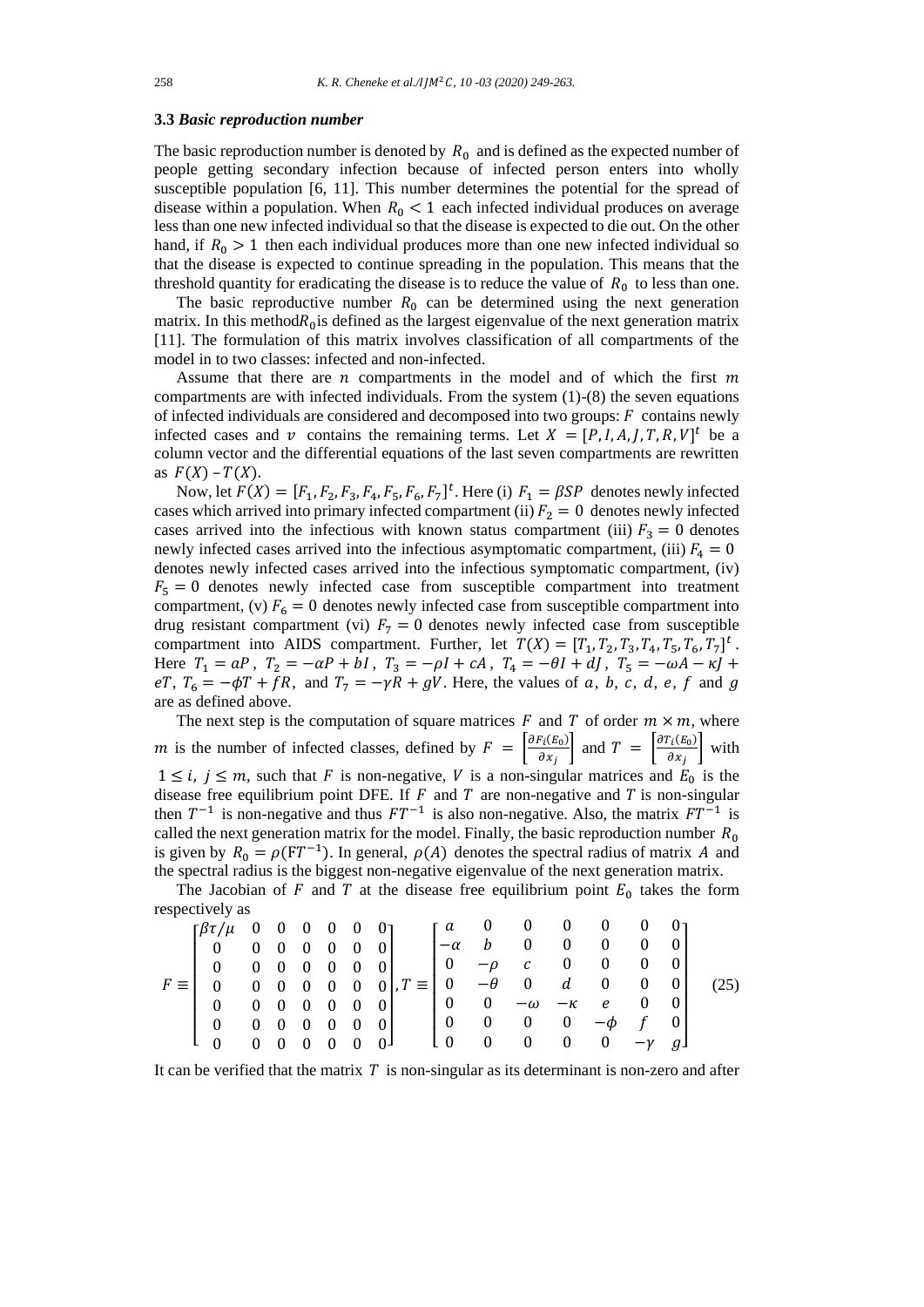### 3.3 *Basic reproduction number*

The basic reproduction number is denoted by $R_0$ and is defined as the expected number of people getting secondary infection because of infected person enters into wholly susceptible population [6, 11]. This number determines the potential for the spread of disease within a population. When $R_0 < 1$ each infected individual produces on average less than one new infected individual so that the disease is expected to die out. On the other hand, if $R_0 > 1$ then each individual produces more than one new infected individual so that the disease is expected to continue spreading in the population. This means that the threshold quantity for eradicating the disease is to reduce the value of $R_0$ to less than one.

The basic reproductive number $R_0$ can be determined using the next generation matrix. In this method$R_0$is defined as the largest eigenvalue of the next generation matrix [11]. The formulation of this matrix involves classification of all compartments of the model in to two classes: infected and non-infected.

Assume that there are $n$ compartments in the model and of which the first $m$ compartments are with infected individuals. From the system (1)-(8) the seven equations of infected individuals are considered and decomposed into two groups: $F$ contains newly infected cases and $v$ contains the remaining terms. Let $X = [P, I, A, J, T, R, V]^t$ be a column vector and the differential equations of the last seven compartments are rewritten as $F(X) - T(X)$.

Now, let $F(X) = [F_1, F_2, F_3, F_4, F_5, F_6, F_7]^t$. Here (i) $F_1 = \beta SP$ denotes newly infected cases which arrived into primary infected compartment (ii) $F_2 = 0$ denotes newly infected cases arrived into the infectious with known status compartment (iii) $F_3 = 0$ denotes newly infected cases arrived into the infectious asymptomatic compartment, (iii) $F_4 = 0$ denotes newly infected cases arrived into the infectious symptomatic compartment, (iv) $F_5 = 0$ denotes newly infected case from susceptible compartment into treatment compartment, (v) $F_6 = 0$ denotes newly infected case from susceptible compartment into drug resistant compartment (vi) $F_7 = 0$ denotes newly infected case from susceptible compartment into AIDS compartment. Further, let $T(X) = [T_1, T_2, T_3, T_4, T_5, T_6, T_7]^t$. Here $T_1 = aP$, $T_2 = -\alpha P + bI$, $T_3 = -\rho I + cA$, $T_4 = -\theta I + dJ$, $T_5 = -\omega A - \kappa J + eT$, $T_6 = -\phi T + fR$, and $T_7 = -\gamma R + gV$. Here, the values of $a$, $b$, $c$, $d$, $e$, $f$ and $g$ are as defined above.

The next step is the computation of square matrices $F$ and $T$ of order $m \times m$, where $m$ is the number of infected classes, defined by $F = \left[\frac{\partial F_i(E_0)}{\partial x_j}\right]$ and $T = \left[\frac{\partial T_i(E_0)}{\partial x_j}\right]$ with $1 \le i,\ j \le m$, such that $F$ is non-negative, $V$ is a non-singular matrices and $E_0$ is the disease free equilibrium point DFE. If $F$ and $T$ are non-negative and $T$ is non-singular then $T^{-1}$ is non-negative and thus $FT^{-1}$ is also non-negative. Also, the matrix $FT^{-1}$ is called the next generation matrix for the model. Finally, the basic reproduction number $R_0$ is given by $R_0 = \rho(FT^{-1})$. In general, $\rho(A)$ denotes the spectral radius of matrix $A$ and the spectral radius is the biggest non-negative eigenvalue of the next generation matrix.

The Jacobian of $F$ and $T$ at the disease free equilibrium point $E_0$ takes the form respectively as

$$F \equiv \begin{bmatrix} \beta\tau/\mu & 0 & 0 & 0 & 0 & 0 & 0 \\ 0 & 0 & 0 & 0 & 0 & 0 & 0 \\ 0 & 0 & 0 & 0 & 0 & 0 & 0 \\ 0 & 0 & 0 & 0 & 0 & 0 & 0 \\ 0 & 0 & 0 & 0 & 0 & 0 & 0 \\ 0 & 0 & 0 & 0 & 0 & 0 & 0 \\ 0 & 0 & 0 & 0 & 0 & 0 & 0 \end{bmatrix}, T \equiv \begin{bmatrix} a & 0 & 0 & 0 & 0 & 0 & 0 \\ -\alpha & b & 0 & 0 & 0 & 0 & 0 \\ 0 & -\rho & c & 0 & 0 & 0 & 0 \\ 0 & -\theta & 0 & d & 0 & 0 & 0 \\ 0 & 0 & -\omega & -\kappa & e & 0 & 0 \\ 0 & 0 & 0 & 0 & -\phi & f & 0 \\ 0 & 0 & 0 & 0 & 0 & -\gamma & g \end{bmatrix} \quad (25)$$

It can be verified that the matrix $T$ is non-singular as its determinant is non-zero and after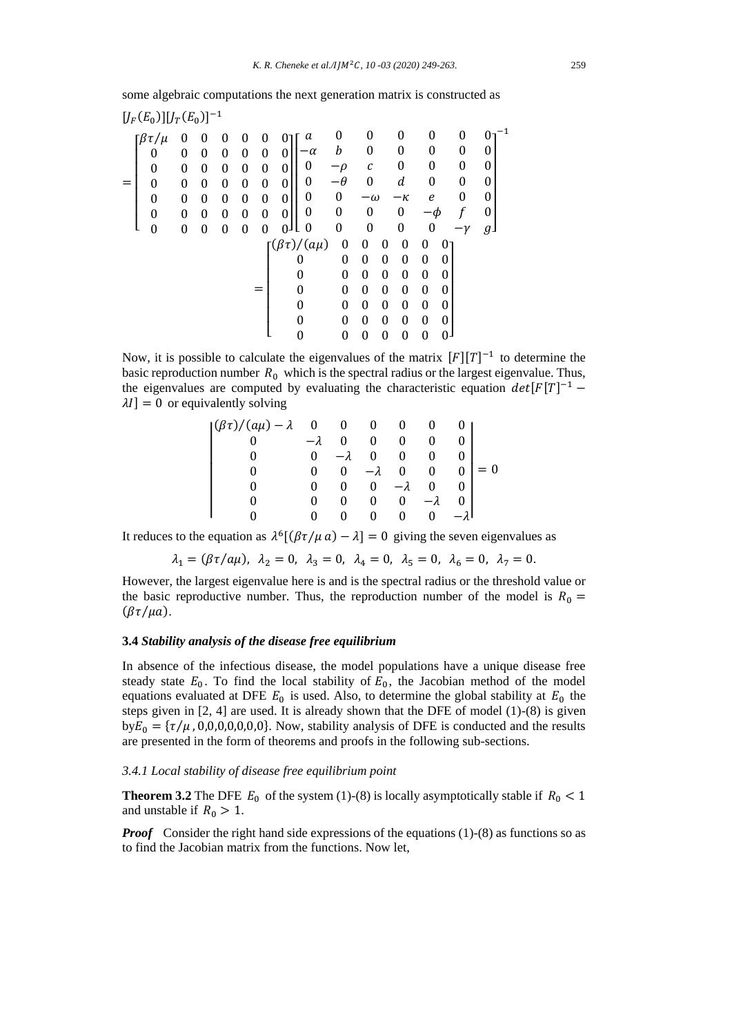some algebraic computations the next generation matrix is constructed as

$$[J_F(E_0)][J_T(E_0)]^{-1}$$

$$= \begin{bmatrix} \beta\tau/\mu & 0 & 0 & 0 & 0 & 0 & 0 \\ 0 & 0 & 0 & 0 & 0 & 0 & 0 \\ 0 & 0 & 0 & 0 & 0 & 0 & 0 \\ 0 & 0 & 0 & 0 & 0 & 0 & 0 \\ 0 & 0 & 0 & 0 & 0 & 0 & 0 \\ 0 & 0 & 0 & 0 & 0 & 0 & 0 \\ 0 & 0 & 0 & 0 & 0 & 0 & 0 \end{bmatrix} \begin{bmatrix} a & 0 & 0 & 0 & 0 & 0 & 0 \\ -\alpha & b & 0 & 0 & 0 & 0 & 0 \\ 0 & -\rho & c & 0 & 0 & 0 & 0 \\ 0 & -\theta & 0 & d & 0 & 0 & 0 \\ 0 & 0 & -\omega & -\kappa & e & 0 & 0 \\ 0 & 0 & 0 & 0 & -\phi & f & 0 \\ 0 & 0 & 0 & 0 & 0 & -\gamma & g \end{bmatrix}^{-1}$$

$$= \begin{bmatrix} (\beta\tau)/(a\mu) & 0 & 0 & 0 & 0 & 0 & 0 \\ 0 & 0 & 0 & 0 & 0 & 0 & 0 \\ 0 & 0 & 0 & 0 & 0 & 0 & 0 \\ 0 & 0 & 0 & 0 & 0 & 0 & 0 \\ 0 & 0 & 0 & 0 & 0 & 0 & 0 \\ 0 & 0 & 0 & 0 & 0 & 0 & 0 \\ 0 & 0 & 0 & 0 & 0 & 0 & 0 \end{bmatrix}$$

Now, it is possible to calculate the eigenvalues of the matrix $[F][T]^{-1}$ to determine the basic reproduction number $R_0$ which is the spectral radius or the largest eigenvalue. Thus, the eigenvalues are computed by evaluating the characteristic equation $det[F[T]^{-1} - \lambda I] = 0$ or equivalently solving

$$\begin{vmatrix} (\beta\tau)/(a\mu) - \lambda & 0 & 0 & 0 & 0 & 0 & 0 \\ 0 & -\lambda & 0 & 0 & 0 & 0 & 0 \\ 0 & 0 & -\lambda & 0 & 0 & 0 & 0 \\ 0 & 0 & 0 & -\lambda & 0 & 0 & 0 \\ 0 & 0 & 0 & 0 & -\lambda & 0 & 0 \\ 0 & 0 & 0 & 0 & 0 & -\lambda & 0 \\ 0 & 0 & 0 & 0 & 0 & 0 & -\lambda \end{vmatrix} = 0$$

It reduces to the equation as $\lambda^6[(\beta\tau/\mu\, a) - \lambda] = 0$ giving the seven eigenvalues as

$$\lambda_1 = (\beta\tau/a\mu),\ \lambda_2 = 0,\ \lambda_3 = 0,\ \lambda_4 = 0,\ \lambda_5 = 0,\ \lambda_6 = 0,\ \lambda_7 = 0.$$

However, the largest eigenvalue here is and is the spectral radius or the threshold value or the basic reproductive number. Thus, the reproduction number of the model is $R_0 = (\beta\tau/\mu a)$.

### 3.4 *Stability analysis of the disease free equilibrium*

In absence of the infectious disease, the model populations have a unique disease free steady state $E_0$. To find the local stability of $E_0$, the Jacobian method of the model equations evaluated at DFE $E_0$ is used. Also, to determine the global stability at $E_0$ the steps given in [2, 4] are used. It is already shown that the DFE of model (1)-(8) is given by$E_0 = \{\tau/\mu, 0,0,0,0,0,0,0\}$. Now, stability analysis of DFE is conducted and the results are presented in the form of theorems and proofs in the following sub-sections.

#### *3.4.1 Local stability of disease free equilibrium point*

**Theorem 3.2** The DFE $E_0$ of the system (1)-(8) is locally asymptotically stable if $R_0 < 1$ and unstable if $R_0 > 1$.

***Proof*** Consider the right hand side expressions of the equations (1)-(8) as functions so as to find the Jacobian matrix from the functions. Now let,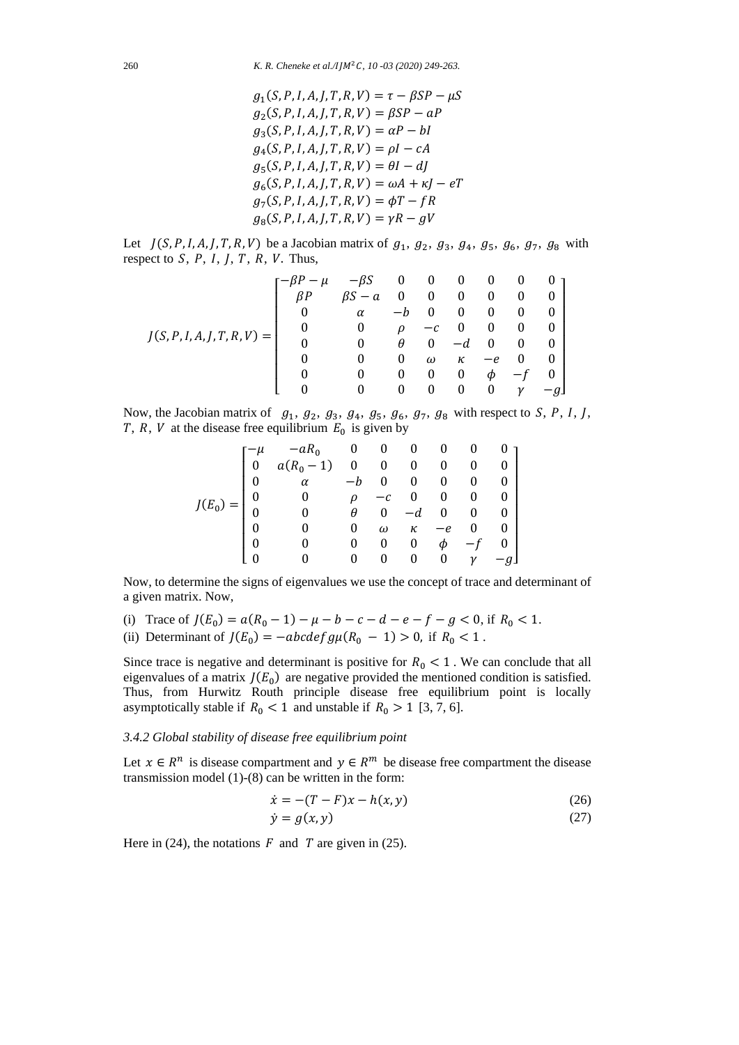$$
\begin{aligned}
g_1(S,P,I,A,J,T,R,V) &= \tau - \beta SP - \mu S \\
g_2(S,P,I,A,J,T,R,V) &= \beta SP - aP \\
g_3(S,P,I,A,J,T,R,V) &= \alpha P - bI \\
g_4(S,P,I,A,J,T,R,V) &= \rho I - cA \\
g_5(S,P,I,A,J,T,R,V) &= \theta I - dJ \\
g_6(S,P,I,A,J,T,R,V) &= \omega A + \kappa J - eT \\
g_7(S,P,I,A,J,T,R,V) &= \phi T - fR \\
g_8(S,P,I,A,J,T,R,V) &= \gamma R - gV
\end{aligned}
$$

Let $J(S,P,I,A,J,T,R,V)$ be a Jacobian matrix of $g_1$, $g_2$, $g_3$, $g_4$, $g_5$, $g_6$, $g_7$, $g_8$ with respect to $S$, $P$, $I$, $J$, $T$, $R$, $V$. Thus,

$$
J(S,P,I,A,J,T,R,V) = \begin{bmatrix}
-\beta P - \mu & -\beta S & 0 & 0 & 0 & 0 & 0 & 0 \\
\beta P & \beta S - a & 0 & 0 & 0 & 0 & 0 & 0 \\
0 & \alpha & -b & 0 & 0 & 0 & 0 & 0 \\
0 & 0 & \rho & -c & 0 & 0 & 0 & 0 \\
0 & 0 & \theta & 0 & -d & 0 & 0 & 0 \\
0 & 0 & 0 & \omega & \kappa & -e & 0 & 0 \\
0 & 0 & 0 & 0 & 0 & \phi & -f & 0 \\
0 & 0 & 0 & 0 & 0 & 0 & \gamma & -g
\end{bmatrix}
$$

Now, the Jacobian matrix of $g_1$, $g_2$, $g_3$, $g_4$, $g_5$, $g_6$, $g_7$, $g_8$ with respect to $S$, $P$, $I$, $J$, $T$, $R$, $V$ at the disease free equilibrium $E_0$ is given by

$$
J(E_0) = \begin{bmatrix}
-\mu & -aR_0 & 0 & 0 & 0 & 0 & 0 & 0 \\
0 & a(R_0 - 1) & 0 & 0 & 0 & 0 & 0 & 0 \\
0 & \alpha & -b & 0 & 0 & 0 & 0 & 0 \\
0 & 0 & \rho & -c & 0 & 0 & 0 & 0 \\
0 & 0 & \theta & 0 & -d & 0 & 0 & 0 \\
0 & 0 & 0 & \omega & \kappa & -e & 0 & 0 \\
0 & 0 & 0 & 0 & 0 & \phi & -f & 0 \\
0 & 0 & 0 & 0 & 0 & 0 & \gamma & -g
\end{bmatrix}
$$

Now, to determine the signs of eigenvalues we use the concept of trace and determinant of a given matrix. Now,

(i) Trace of $J(E_0) = a(R_0 - 1) - \mu - b - c - d - e - f - g < 0$, if $R_0 < 1$.

(ii) Determinant of $J(E_0) = -abcdefg\mu(R_0 - 1) > 0$, if $R_0 < 1$.

Since trace is negative and determinant is positive for $R_0 < 1$. We can conclude that all eigenvalues of a matrix $J(E_0)$ are negative provided the mentioned condition is satisfied. Thus, from Hurwitz Routh principle disease free equilibrium point is locally asymptotically stable if $R_0 < 1$ and unstable if $R_0 > 1$ [3, 7, 6].

### *3.4.2 Global stability of disease free equilibrium point*

Let $x \in R^n$ is disease compartment and $y \in R^m$ be disease free compartment the disease transmission model (1)-(8) can be written in the form:

$$
\dot{x} = -(T - F)x - h(x, y) \tag{26}
$$

$$
\dot{y} = g(x, y) \tag{27}
$$

Here in (24), the notations $F$ and $T$ are given in (25).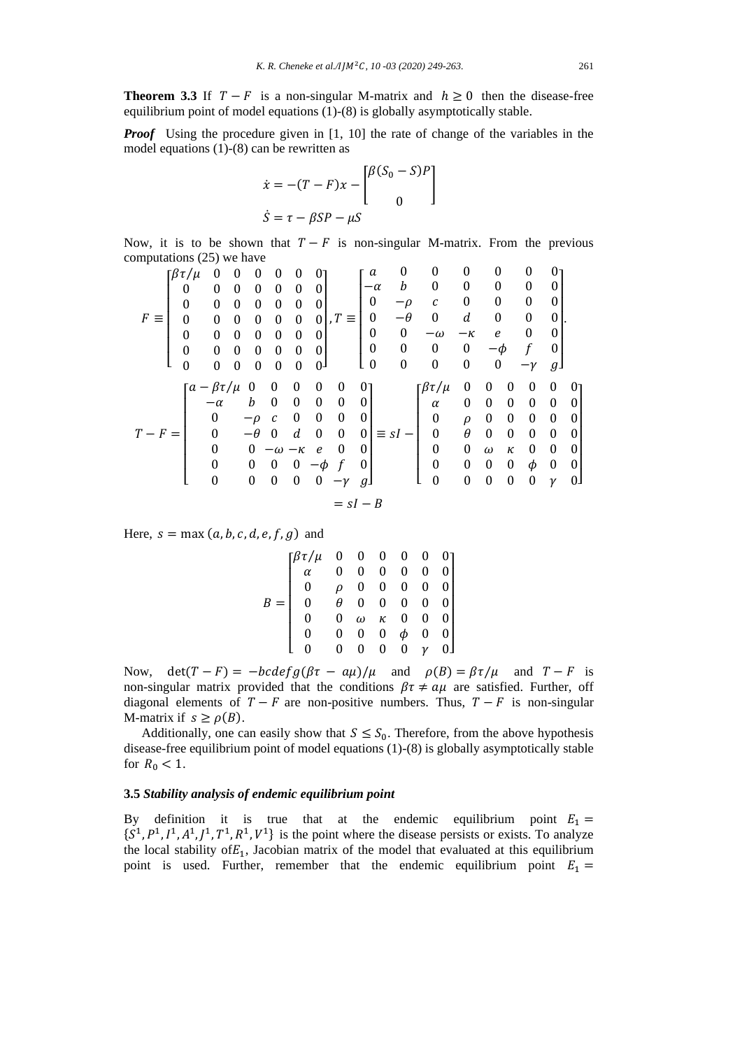**Theorem 3.3** If $T - F$ is a non-singular M-matrix and $h \geq 0$ then the disease-free equilibrium point of model equations (1)-(8) is globally asymptotically stable.

***Proof*** Using the procedure given in [1, 10] the rate of change of the variables in the model equations (1)-(8) can be rewritten as

$$\dot{x} = -(T - F)x - \begin{bmatrix} \beta(S_0 - S)P \\ 0 \end{bmatrix}$$

$$\dot{S} = \tau - \beta SP - \mu S$$

Now, it is to be shown that $T - F$ is non-singular M-matrix. From the previous computations (25) we have

$$F \equiv \begin{bmatrix} \beta\tau/\mu & 0 & 0 & 0 & 0 & 0 & 0 \\ 0 & 0 & 0 & 0 & 0 & 0 & 0 \\ 0 & 0 & 0 & 0 & 0 & 0 & 0 \\ 0 & 0 & 0 & 0 & 0 & 0 & 0 \\ 0 & 0 & 0 & 0 & 0 & 0 & 0 \\ 0 & 0 & 0 & 0 & 0 & 0 & 0 \\ 0 & 0 & 0 & 0 & 0 & 0 & 0 \end{bmatrix}, T \equiv \begin{bmatrix} a & 0 & 0 & 0 & 0 & 0 & 0 \\ -\alpha & b & 0 & 0 & 0 & 0 & 0 \\ 0 & -\rho & c & 0 & 0 & 0 & 0 \\ 0 & -\theta & 0 & d & 0 & 0 & 0 \\ 0 & 0 & -\omega & -\kappa & e & 0 & 0 \\ 0 & 0 & 0 & 0 & -\phi & f & 0 \\ 0 & 0 & 0 & 0 & 0 & -\gamma & g \end{bmatrix}.$$

$$T - F = \begin{bmatrix} a - \beta\tau/\mu & 0 & 0 & 0 & 0 & 0 & 0 \\ -\alpha & b & 0 & 0 & 0 & 0 & 0 \\ 0 & -\rho & c & 0 & 0 & 0 & 0 \\ 0 & -\theta & 0 & d & 0 & 0 & 0 \\ 0 & 0 & -\omega & -\kappa & e & 0 & 0 \\ 0 & 0 & 0 & 0 & -\phi & f & 0 \\ 0 & 0 & 0 & 0 & 0 & -\gamma & g \end{bmatrix} \equiv sI - \begin{bmatrix} \beta\tau/\mu & 0 & 0 & 0 & 0 & 0 & 0 \\ \alpha & 0 & 0 & 0 & 0 & 0 & 0 \\ 0 & \rho & 0 & 0 & 0 & 0 & 0 \\ 0 & \theta & 0 & 0 & 0 & 0 & 0 \\ 0 & 0 & \omega & \kappa & 0 & 0 & 0 \\ 0 & 0 & 0 & 0 & \phi & 0 & 0 \\ 0 & 0 & 0 & 0 & 0 & \gamma & 0 \end{bmatrix}$$

$$= sI - B$$

Here, $s = \max(a, b, c, d, e, f, g)$ and

$$B = \begin{bmatrix} \beta\tau/\mu & 0 & 0 & 0 & 0 & 0 & 0 \\ \alpha & 0 & 0 & 0 & 0 & 0 & 0 \\ 0 & \rho & 0 & 0 & 0 & 0 & 0 \\ 0 & \theta & 0 & 0 & 0 & 0 & 0 \\ 0 & 0 & \omega & \kappa & 0 & 0 & 0 \\ 0 & 0 & 0 & 0 & \phi & 0 & 0 \\ 0 & 0 & 0 & 0 & 0 & \gamma & 0 \end{bmatrix}$$

Now, $\det(T - F) = -bcdefg(\beta\tau - a\mu)/\mu$ and $\rho(B) = \beta\tau/\mu$ and $T - F$ is non-singular matrix provided that the conditions $\beta\tau \neq a\mu$ are satisfied. Further, off diagonal elements of $T - F$ are non-positive numbers. Thus, $T - F$ is non-singular M-matrix if $s \geq \rho(B)$.

Additionally, one can easily show that $S \leq S_0$. Therefore, from the above hypothesis disease-free equilibrium point of model equations (1)-(8) is globally asymptotically stable for $R_0 < 1$.

### 3.5 *Stability analysis of endemic equilibrium point*

By definition it is true that at the endemic equilibrium point $E_1 = \{S^1, P^1, I^1, A^1, J^1, T^1, R^1, V^1\}$ is the point where the disease persists or exists. To analyze the local stability of $E_1$, Jacobian matrix of the model that evaluated at this equilibrium point is used. Further, remember that the endemic equilibrium point $E_1 =$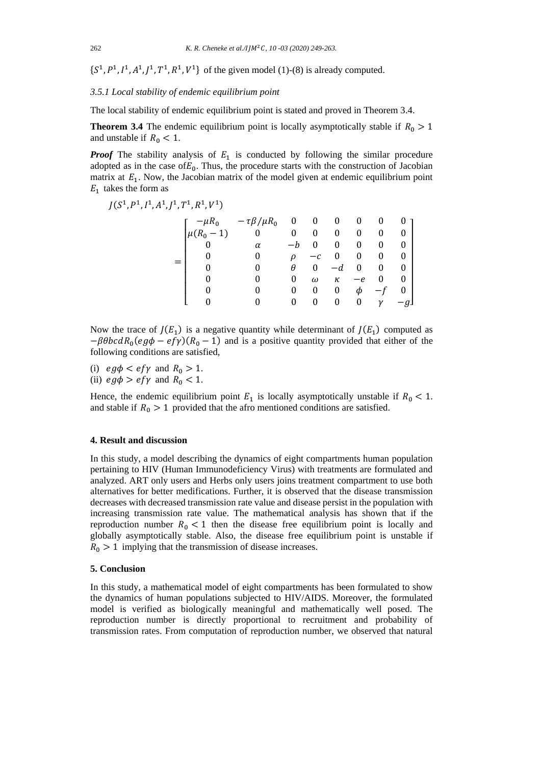$\{S^1, P^1, I^1, A^1, J^1, T^1, R^1, V^1\}$ of the given model (1)-(8) is already computed.

*3.5.1 Local stability of endemic equilibrium point*

The local stability of endemic equilibrium point is stated and proved in Theorem 3.4.

**Theorem 3.4** The endemic equilibrium point is locally asymptotically stable if $R_0 > 1$ and unstable if $R_0 < 1$.

***Proof*** The stability analysis of $E_1$ is conducted by following the similar procedure adopted as in the case of$E_0$. Thus, the procedure starts with the construction of Jacobian matrix at $E_1$. Now, the Jacobian matrix of the model given at endemic equilibrium point $E_1$ takes the form as

$$J(S^1, P^1, I^1, A^1, J^1, T^1, R^1, V^1)$$

$$= \begin{bmatrix} -\mu R_0 & -\tau\beta/\mu R_0 & 0 & 0 & 0 & 0 & 0 & 0 \\ \mu(R_0 - 1) & 0 & 0 & 0 & 0 & 0 & 0 & 0 \\ 0 & \alpha & -b & 0 & 0 & 0 & 0 & 0 \\ 0 & 0 & \rho & -c & 0 & 0 & 0 & 0 \\ 0 & 0 & \theta & 0 & -d & 0 & 0 & 0 \\ 0 & 0 & 0 & \omega & \kappa & -e & 0 & 0 \\ 0 & 0 & 0 & 0 & 0 & \phi & -f & 0 \\ 0 & 0 & 0 & 0 & 0 & 0 & \gamma & -g \end{bmatrix}$$

Now the trace of $J(E_1)$ is a negative quantity while determinant of $J(E_1)$ computed as $-\beta\theta bcdR_0(eg\phi - ef\gamma)(R_0 - 1)$ and is a positive quantity provided that either of the following conditions are satisfied,

(i) $eg\phi < ef\gamma$ and $R_0 > 1$.  
(ii) $eg\phi > ef\gamma$ and $R_0 < 1$.

Hence, the endemic equilibrium point $E_1$ is locally asymptotically unstable if $R_0 < 1$. and stable if $R_0 > 1$ provided that the afro mentioned conditions are satisfied.

## 4. Result and discussion

In this study, a model describing the dynamics of eight compartments human population pertaining to HIV (Human Immunodeficiency Virus) with treatments are formulated and analyzed. ART only users and Herbs only users joins treatment compartment to use both alternatives for better medifications. Further, it is observed that the disease transmission decreases with decreased transmission rate value and disease persist in the population with increasing transmission rate value. The mathematical analysis has shown that if the reproduction number $R_0 < 1$ then the disease free equilibrium point is locally and globally asymptotically stable. Also, the disease free equilibrium point is unstable if $R_0 > 1$ implying that the transmission of disease increases.

## 5. Conclusion

In this study, a mathematical model of eight compartments has been formulated to show the dynamics of human populations subjected to HIV/AIDS. Moreover, the formulated model is verified as biologically meaningful and mathematically well posed. The reproduction number is directly proportional to recruitment and probability of transmission rates. From computation of reproduction number, we observed that natural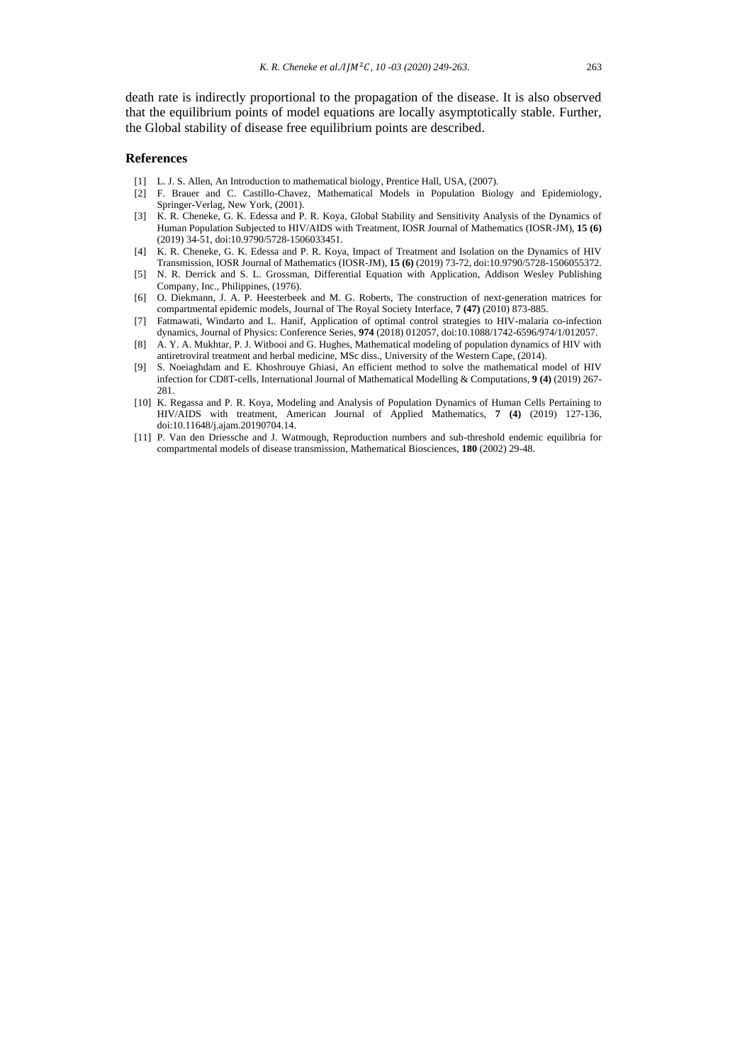death rate is indirectly proportional to the propagation of the disease. It is also observed that the equilibrium points of model equations are locally asymptotically stable. Further, the Global stability of disease free equilibrium points are described.

## References

[1] L. J. S. Allen, An Introduction to mathematical biology, Prentice Hall, USA, (2007).

[2] F. Brauer and C. Castillo-Chavez, Mathematical Models in Population Biology and Epidemiology, Springer-Verlag, New York, (2001).

[3] K. R. Cheneke, G. K. Edessa and P. R. Koya, Global Stability and Sensitivity Analysis of the Dynamics of Human Population Subjected to HIV/AIDS with Treatment, IOSR Journal of Mathematics (IOSR-JM), **15 (6)** (2019) 34-51, doi:10.9790/5728-1506033451.

[4] K. R. Cheneke, G. K. Edessa and P. R. Koya, Impact of Treatment and Isolation on the Dynamics of HIV Transmission, IOSR Journal of Mathematics (IOSR-JM), **15 (6)** (2019) 73-72, doi:10.9790/5728-1506055372.

[5] N. R. Derrick and S. L. Grossman, Differential Equation with Application, Addison Wesley Publishing Company, Inc., Philippines, (1976).

[6] O. Diekmann, J. A. P. Heesterbeek and M. G. Roberts, The construction of next-generation matrices for compartmental epidemic models, Journal of The Royal Society Interface, **7 (47)** (2010) 873-885.

[7] Fatmawati, Windarto and L. Hanif, Application of optimal control strategies to HIV-malaria co-infection dynamics, Journal of Physics: Conference Series, **974** (2018) 012057, doi:10.1088/1742-6596/974/1/012057.

[8] A. Y. A. Mukhtar, P. J. Witbooi and G. Hughes, Mathematical modeling of population dynamics of HIV with antiretroviral treatment and herbal medicine, MSc diss., University of the Western Cape, (2014).

[9] S. Noeiaghdam and E. Khoshrouye Ghiasi, An efficient method to solve the mathematical model of HIV infection for CD8T-cells, International Journal of Mathematical Modelling & Computations, **9 (4)** (2019) 267-281.

[10] K. Regassa and P. R. Koya, Modeling and Analysis of Population Dynamics of Human Cells Pertaining to HIV/AIDS with treatment, American Journal of Applied Mathematics, **7 (4)** (2019) 127-136, doi:10.11648/j.ajam.20190704.14.

[11] P. Van den Driessche and J. Watmough, Reproduction numbers and sub-threshold endemic equilibria for compartmental models of disease transmission, Mathematical Biosciences, **180** (2002) 29-48.